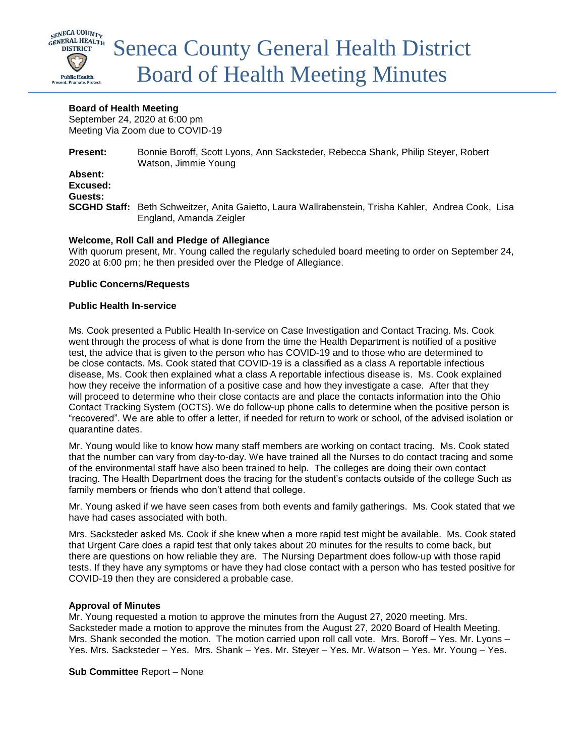# Seneca County General Health District Board of Health Meeting Minutes

**Board of Health Meeting**
September 24, 2020 at 6:00 pm
Meeting Via Zoom due to COVID-19

**Present:** Bonnie Boroff, Scott Lyons, Ann Sacksteder, Rebecca Shank, Philip Steyer, Robert Watson, Jimmie Young
**Absent:**
**Excused:**
**Guests:**
**SCGHD Staff:** Beth Schweitzer, Anita Gaietto, Laura Wallrabenstein, Trisha Kahler, Andrea Cook, Lisa England, Amanda Zeigler

**Welcome, Roll Call and Pledge of Allegiance**
With quorum present, Mr. Young called the regularly scheduled board meeting to order on September 24, 2020 at 6:00 pm; he then presided over the Pledge of Allegiance.

**Public Concerns/Requests**

**Public Health In-service**

Ms. Cook presented a Public Health In-service on Case Investigation and Contact Tracing. Ms. Cook went through the process of what is done from the time the Health Department is notified of a positive test, the advice that is given to the person who has COVID-19 and to those who are determined to be close contacts. Ms. Cook stated that COVID-19 is a classified as a class A reportable infectious disease, Ms. Cook then explained what a class A reportable infectious disease is. Ms. Cook explained how they receive the information of a positive case and how they investigate a case. After that they will proceed to determine who their close contacts are and place the contacts information into the Ohio Contact Tracking System (OCTS). We do follow-up phone calls to determine when the positive person is "recovered". We are able to offer a letter, if needed for return to work or school, of the advised isolation or quarantine dates.

Mr. Young would like to know how many staff members are working on contact tracing. Ms. Cook stated that the number can vary from day-to-day. We have trained all the Nurses to do contact tracing and some of the environmental staff have also been trained to help. The colleges are doing their own contact tracing. The Health Department does the tracing for the student's contacts outside of the college Such as family members or friends who don't attend that college.

Mr. Young asked if we have seen cases from both events and family gatherings. Ms. Cook stated that we have had cases associated with both.

Mrs. Sacksteder asked Ms. Cook if she knew when a more rapid test might be available. Ms. Cook stated that Urgent Care does a rapid test that only takes about 20 minutes for the results to come back, but there are questions on how reliable they are. The Nursing Department does follow-up with those rapid tests. If they have any symptoms or have they had close contact with a person who has tested positive for COVID-19 then they are considered a probable case.

**Approval of Minutes**
Mr. Young requested a motion to approve the minutes from the August 27, 2020 meeting. Mrs. Sacksteder made a motion to approve the minutes from the August 27, 2020 Board of Health Meeting. Mrs. Shank seconded the motion. The motion carried upon roll call vote. Mrs. Boroff – Yes. Mr. Lyons – Yes. Mrs. Sacksteder – Yes. Mrs. Shank – Yes. Mr. Steyer – Yes. Mr. Watson – Yes. Mr. Young – Yes.

**Sub Committee** Report – None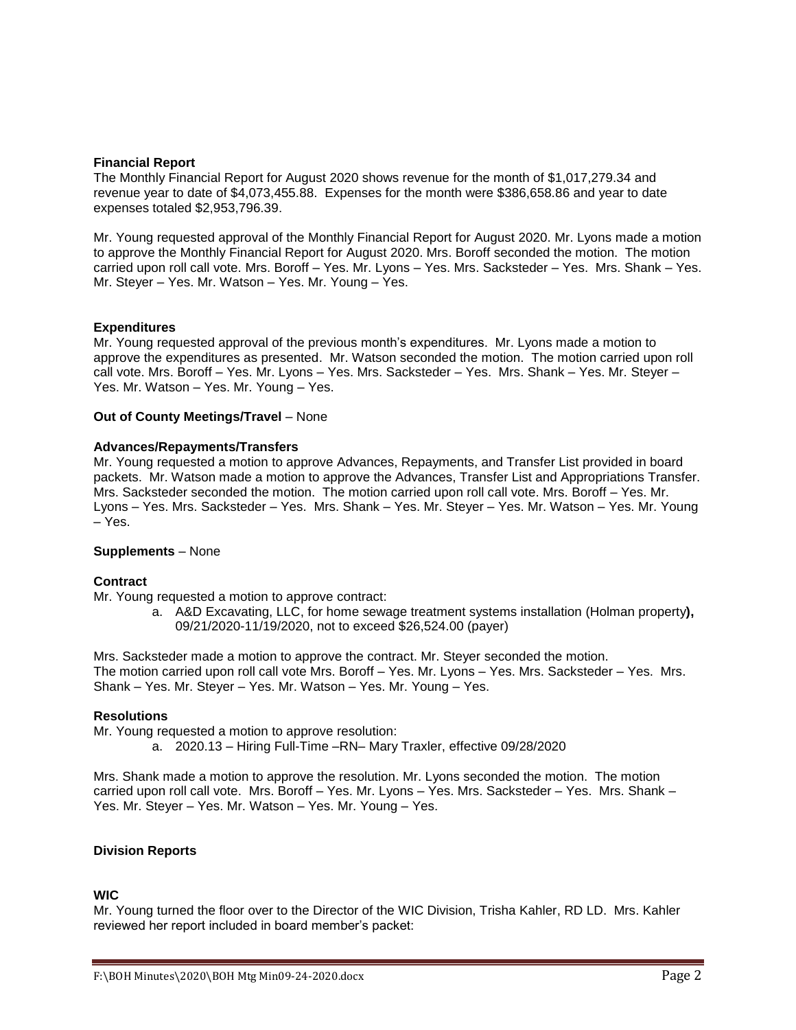**Financial Report**

The Monthly Financial Report for August 2020 shows revenue for the month of $1,017,279.34 and revenue year to date of $4,073,455.88. Expenses for the month were $386,658.86 and year to date expenses totaled $2,953,796.39.

Mr. Young requested approval of the Monthly Financial Report for August 2020. Mr. Lyons made a motion to approve the Monthly Financial Report for August 2020. Mrs. Boroff seconded the motion. The motion carried upon roll call vote. Mrs. Boroff – Yes. Mr. Lyons – Yes. Mrs. Sacksteder – Yes. Mrs. Shank – Yes. Mr. Steyer – Yes. Mr. Watson – Yes. Mr. Young – Yes.

**Expenditures**

Mr. Young requested approval of the previous month's expenditures. Mr. Lyons made a motion to approve the expenditures as presented. Mr. Watson seconded the motion. The motion carried upon roll call vote. Mrs. Boroff – Yes. Mr. Lyons – Yes. Mrs. Sacksteder – Yes. Mrs. Shank – Yes. Mr. Steyer – Yes. Mr. Watson – Yes. Mr. Young – Yes.

**Out of County Meetings/Travel** – None

**Advances/Repayments/Transfers**

Mr. Young requested a motion to approve Advances, Repayments, and Transfer List provided in board packets. Mr. Watson made a motion to approve the Advances, Transfer List and Appropriations Transfer. Mrs. Sacksteder seconded the motion. The motion carried upon roll call vote. Mrs. Boroff – Yes. Mr. Lyons – Yes. Mrs. Sacksteder – Yes. Mrs. Shank – Yes. Mr. Steyer – Yes. Mr. Watson – Yes. Mr. Young – Yes.

**Supplements** – None

**Contract**

Mr. Young requested a motion to approve contract:

a. A&D Excavating, LLC, for home sewage treatment systems installation (Holman property**),** 09/21/2020-11/19/2020, not to exceed $26,524.00 (payer)

Mrs. Sacksteder made a motion to approve the contract. Mr. Steyer seconded the motion. The motion carried upon roll call vote Mrs. Boroff – Yes. Mr. Lyons – Yes. Mrs. Sacksteder – Yes. Mrs. Shank – Yes. Mr. Steyer – Yes. Mr. Watson – Yes. Mr. Young – Yes.

**Resolutions**

Mr. Young requested a motion to approve resolution:

a. 2020.13 – Hiring Full-Time –RN– Mary Traxler, effective 09/28/2020

Mrs. Shank made a motion to approve the resolution. Mr. Lyons seconded the motion. The motion carried upon roll call vote. Mrs. Boroff – Yes. Mr. Lyons – Yes. Mrs. Sacksteder – Yes. Mrs. Shank – Yes. Mr. Steyer – Yes. Mr. Watson – Yes. Mr. Young – Yes.

**Division Reports**

**WIC**

Mr. Young turned the floor over to the Director of the WIC Division, Trisha Kahler, RD LD. Mrs. Kahler reviewed her report included in board member's packet: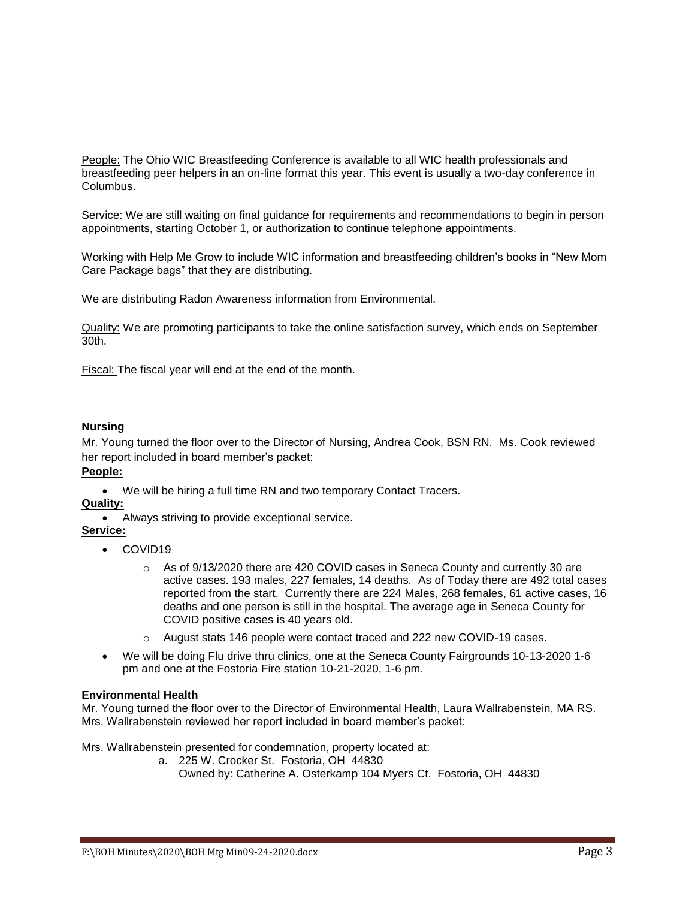<u>People:</u> The Ohio WIC Breastfeeding Conference is available to all WIC health professionals and breastfeeding peer helpers in an on-line format this year. This event is usually a two-day conference in Columbus.

<u>Service:</u> We are still waiting on final guidance for requirements and recommendations to begin in person appointments, starting October 1, or authorization to continue telephone appointments.

Working with Help Me Grow to include WIC information and breastfeeding children's books in "New Mom Care Package bags" that they are distributing.

We are distributing Radon Awareness information from Environmental.

<u>Quality:</u> We are promoting participants to take the online satisfaction survey, which ends on September 30th.

<u>Fiscal:</u> The fiscal year will end at the end of the month.

**Nursing**

Mr. Young turned the floor over to the Director of Nursing, Andrea Cook, BSN RN. Ms. Cook reviewed her report included in board member's packet:

**<u>People:</u>**

- We will be hiring a full time RN and two temporary Contact Tracers.

**<u>Quality:</u>**

- Always striving to provide exceptional service.

**<u>Service:</u>**

- COVID19
    - As of 9/13/2020 there are 420 COVID cases in Seneca County and currently 30 are active cases. 193 males, 227 females, 14 deaths. As of Today there are 492 total cases reported from the start. Currently there are 224 Males, 268 females, 61 active cases, 16 deaths and one person is still in the hospital. The average age in Seneca County for COVID positive cases is 40 years old.
    - August stats 146 people were contact traced and 222 new COVID-19 cases.
- We will be doing Flu drive thru clinics, one at the Seneca County Fairgrounds 10-13-2020 1-6 pm and one at the Fostoria Fire station 10-21-2020, 1-6 pm.

**Environmental Health**

Mr. Young turned the floor over to the Director of Environmental Health, Laura Wallrabenstein, MA RS. Mrs. Wallrabenstein reviewed her report included in board member's packet:

Mrs. Wallrabenstein presented for condemnation, property located at:

a. 225 W. Crocker St. Fostoria, OH 44830
   Owned by: Catherine A. Osterkamp 104 Myers Ct. Fostoria, OH 44830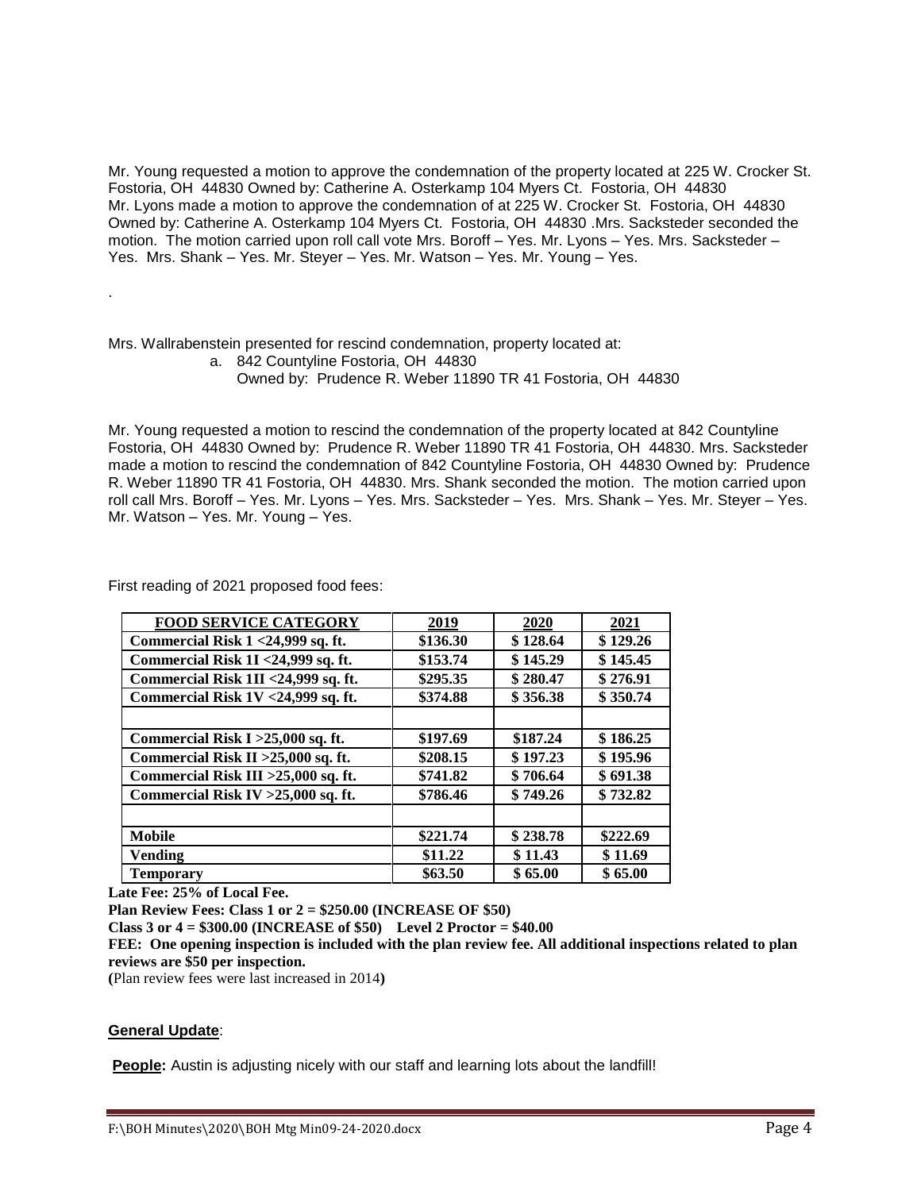Mr. Young requested a motion to approve the condemnation of the property located at 225 W. Crocker St. Fostoria, OH 44830 Owned by: Catherine A. Osterkamp 104 Myers Ct. Fostoria, OH 44830 Mr. Lyons made a motion to approve the condemnation of at 225 W. Crocker St. Fostoria, OH 44830 Owned by: Catherine A. Osterkamp 104 Myers Ct. Fostoria, OH 44830 .Mrs. Sacksteder seconded the motion. The motion carried upon roll call vote Mrs. Boroff – Yes. Mr. Lyons – Yes. Mrs. Sacksteder – Yes. Mrs. Shank – Yes. Mr. Steyer – Yes. Mr. Watson – Yes. Mr. Young – Yes.

.

Mrs. Wallrabenstein presented for rescind condemnation, property located at:

a. 842 Countyline Fostoria, OH 44830
   Owned by: Prudence R. Weber 11890 TR 41 Fostoria, OH 44830

Mr. Young requested a motion to rescind the condemnation of the property located at 842 Countyline Fostoria, OH 44830 Owned by: Prudence R. Weber 11890 TR 41 Fostoria, OH 44830. Mrs. Sacksteder made a motion to rescind the condemnation of 842 Countyline Fostoria, OH 44830 Owned by: Prudence R. Weber 11890 TR 41 Fostoria, OH 44830. Mrs. Shank seconded the motion. The motion carried upon roll call Mrs. Boroff – Yes. Mr. Lyons – Yes. Mrs. Sacksteder – Yes. Mrs. Shank – Yes. Mr. Steyer – Yes. Mr. Watson – Yes. Mr. Young – Yes.

First reading of 2021 proposed food fees:

| FOOD SERVICE CATEGORY | 2019 | 2020 | 2021 |
|---|---|---|---|
| Commercial Risk 1 <24,999 sq. ft. | $136.30 | $ 128.64 | $ 129.26 |
| Commercial Risk 1I <24,999 sq. ft. | $153.74 | $ 145.29 | $ 145.45 |
| Commercial Risk 1II <24,999 sq. ft. | $295.35 | $ 280.47 | $ 276.91 |
| Commercial Risk 1V <24,999 sq. ft. | $374.88 | $ 356.38 | $ 350.74 |
| | | | |
| Commercial Risk I >25,000 sq. ft. | $197.69 | $187.24 | $ 186.25 |
| Commercial Risk II >25,000 sq. ft. | $208.15 | $ 197.23 | $ 195.96 |
| Commercial Risk III >25,000 sq. ft. | $741.82 | $ 706.64 | $ 691.38 |
| Commercial Risk IV >25,000 sq. ft. | $786.46 | $ 749.26 | $ 732.82 |
| | | | |
| Mobile | $221.74 | $ 238.78 | $222.69 |
| Vending | $11.22 | $ 11.43 | $ 11.69 |
| Temporary | $63.50 | $ 65.00 | $ 65.00 |

**Late Fee: 25% of Local Fee.**

**Plan Review Fees: Class 1 or 2 = $250.00 (INCREASE OF $50)**

**Class 3 or 4 = $300.00 (INCREASE of $50) Level 2 Proctor = $40.00**

**FEE: One opening inspection is included with the plan review fee. All additional inspections related to plan reviews are $50 per inspection.**

**(**Plan review fees were last increased in 2014**)**

**General Update**:

**People:** Austin is adjusting nicely with our staff and learning lots about the landfill!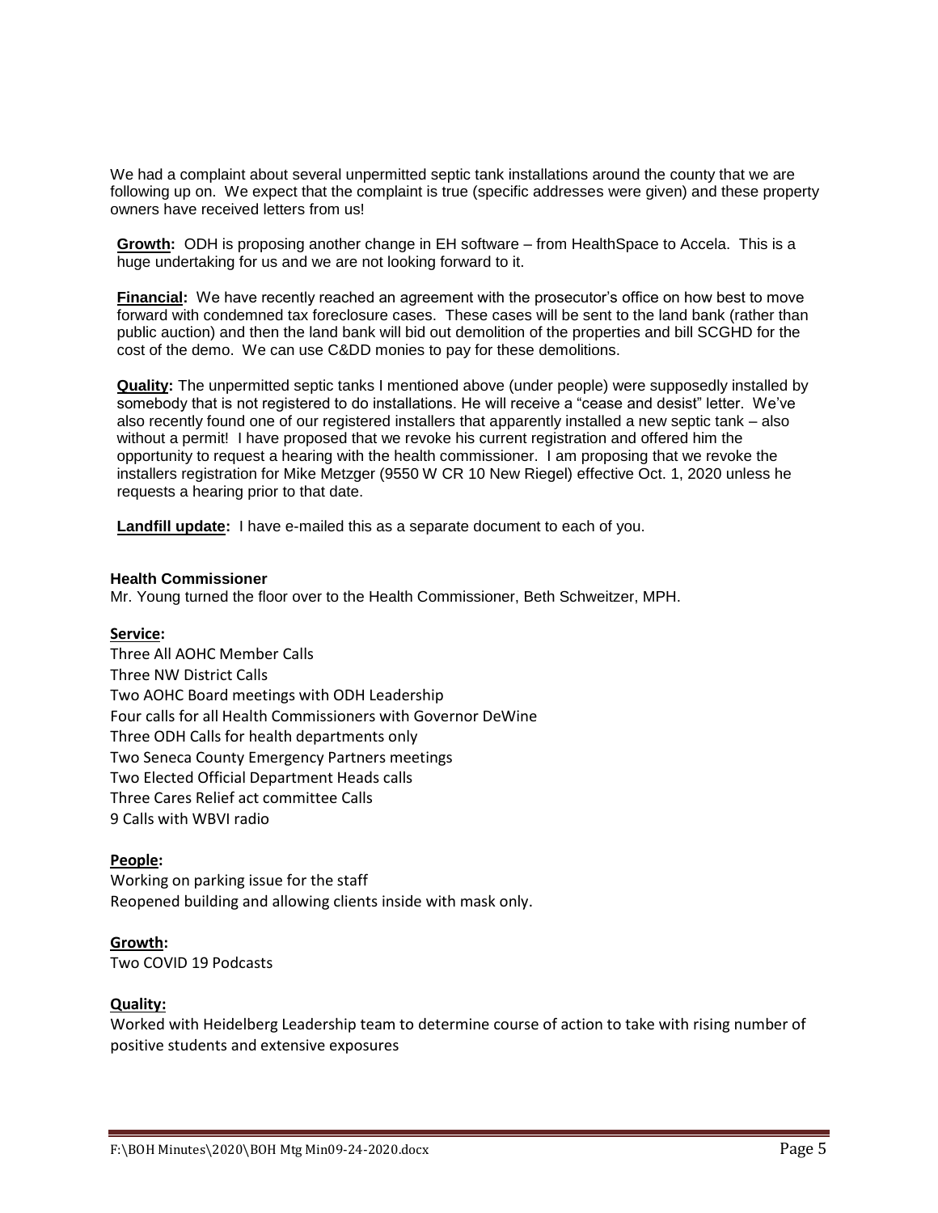We had a complaint about several unpermitted septic tank installations around the county that we are following up on. We expect that the complaint is true (specific addresses were given) and these property owners have received letters from us!

**Growth:** ODH is proposing another change in EH software – from HealthSpace to Accela. This is a huge undertaking for us and we are not looking forward to it.

**Financial:** We have recently reached an agreement with the prosecutor's office on how best to move forward with condemned tax foreclosure cases. These cases will be sent to the land bank (rather than public auction) and then the land bank will bid out demolition of the properties and bill SCGHD for the cost of the demo. We can use C&DD monies to pay for these demolitions.

**Quality:** The unpermitted septic tanks I mentioned above (under people) were supposedly installed by somebody that is not registered to do installations. He will receive a "cease and desist" letter. We've also recently found one of our registered installers that apparently installed a new septic tank – also without a permit! I have proposed that we revoke his current registration and offered him the opportunity to request a hearing with the health commissioner. I am proposing that we revoke the installers registration for Mike Metzger (9550 W CR 10 New Riegel) effective Oct. 1, 2020 unless he requests a hearing prior to that date.

**Landfill update:** I have e-mailed this as a separate document to each of you.

### Health Commissioner

Mr. Young turned the floor over to the Health Commissioner, Beth Schweitzer, MPH.

**Service:**

Three All AOHC Member Calls
Three NW District Calls
Two AOHC Board meetings with ODH Leadership
Four calls for all Health Commissioners with Governor DeWine
Three ODH Calls for health departments only
Two Seneca County Emergency Partners meetings
Two Elected Official Department Heads calls
Three Cares Relief act committee Calls
9 Calls with WBVI radio

**People:**

Working on parking issue for the staff
Reopened building and allowing clients inside with mask only.

**Growth:**

Two COVID 19 Podcasts

**Quality:**

Worked with Heidelberg Leadership team to determine course of action to take with rising number of positive students and extensive exposures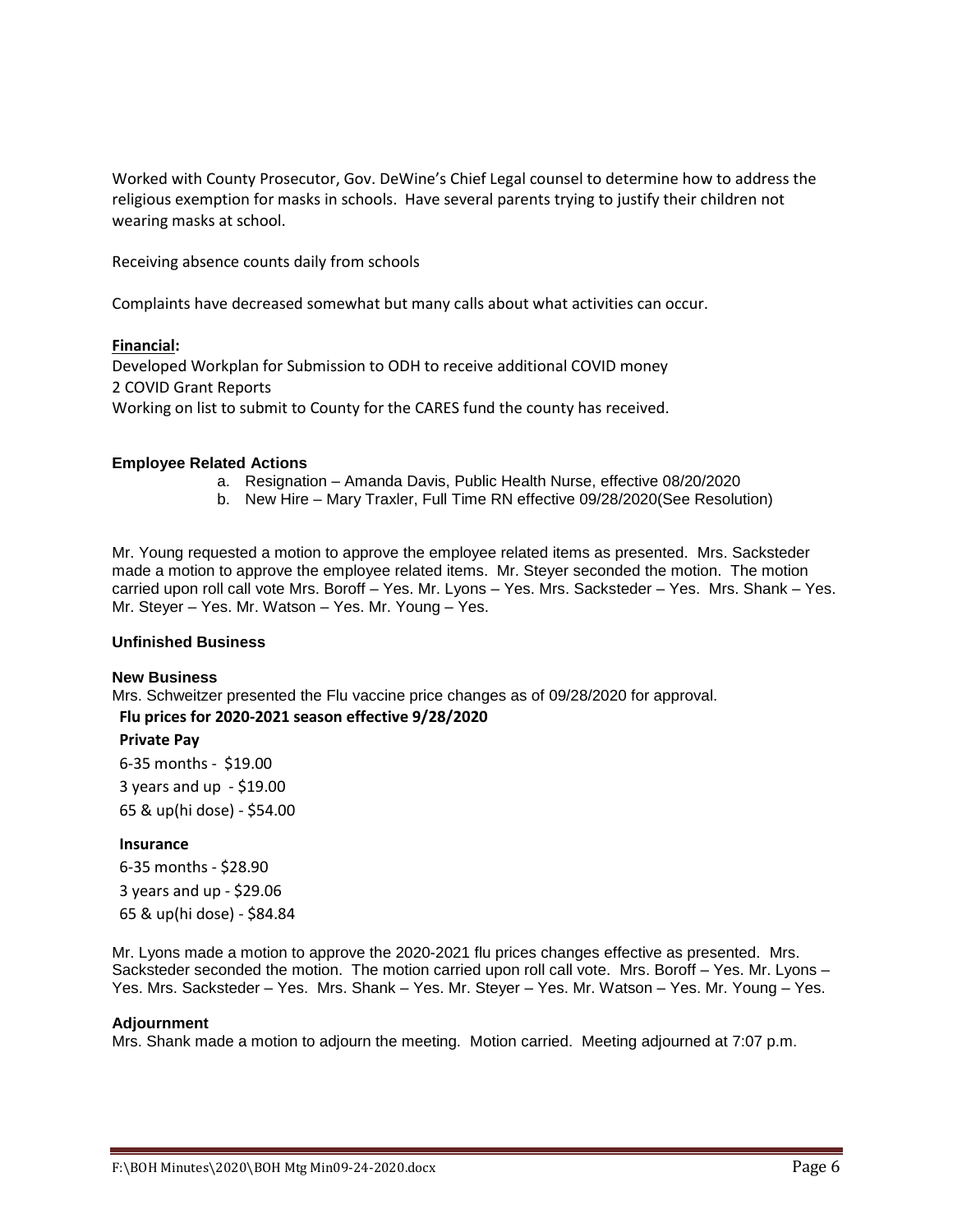Worked with County Prosecutor, Gov. DeWine's Chief Legal counsel to determine how to address the religious exemption for masks in schools. Have several parents trying to justify their children not wearing masks at school.

Receiving absence counts daily from schools

Complaints have decreased somewhat but many calls about what activities can occur.

**Financial:**

Developed Workplan for Submission to ODH to receive additional COVID money
2 COVID Grant Reports
Working on list to submit to County for the CARES fund the county has received.

### Employee Related Actions

a. Resignation – Amanda Davis, Public Health Nurse, effective 08/20/2020
b. New Hire – Mary Traxler, Full Time RN effective 09/28/2020(See Resolution)

Mr. Young requested a motion to approve the employee related items as presented. Mrs. Sacksteder made a motion to approve the employee related items. Mr. Steyer seconded the motion. The motion carried upon roll call vote Mrs. Boroff – Yes. Mr. Lyons – Yes. Mrs. Sacksteder – Yes. Mrs. Shank – Yes. Mr. Steyer – Yes. Mr. Watson – Yes. Mr. Young – Yes.

### Unfinished Business

### New Business

Mrs. Schweitzer presented the Flu vaccine price changes as of 09/28/2020 for approval.

**Flu prices for 2020-2021 season effective 9/28/2020**

**Private Pay**

6-35 months - $19.00
3 years and up - $19.00
65 & up(hi dose) - $54.00

**Insurance**

6-35 months - $28.90
3 years and up - $29.06
65 & up(hi dose) - $84.84

Mr. Lyons made a motion to approve the 2020-2021 flu prices changes effective as presented. Mrs. Sacksteder seconded the motion. The motion carried upon roll call vote. Mrs. Boroff – Yes. Mr. Lyons – Yes. Mrs. Sacksteder – Yes. Mrs. Shank – Yes. Mr. Steyer – Yes. Mr. Watson – Yes. Mr. Young – Yes.

### Adjournment

Mrs. Shank made a motion to adjourn the meeting. Motion carried. Meeting adjourned at 7:07 p.m.